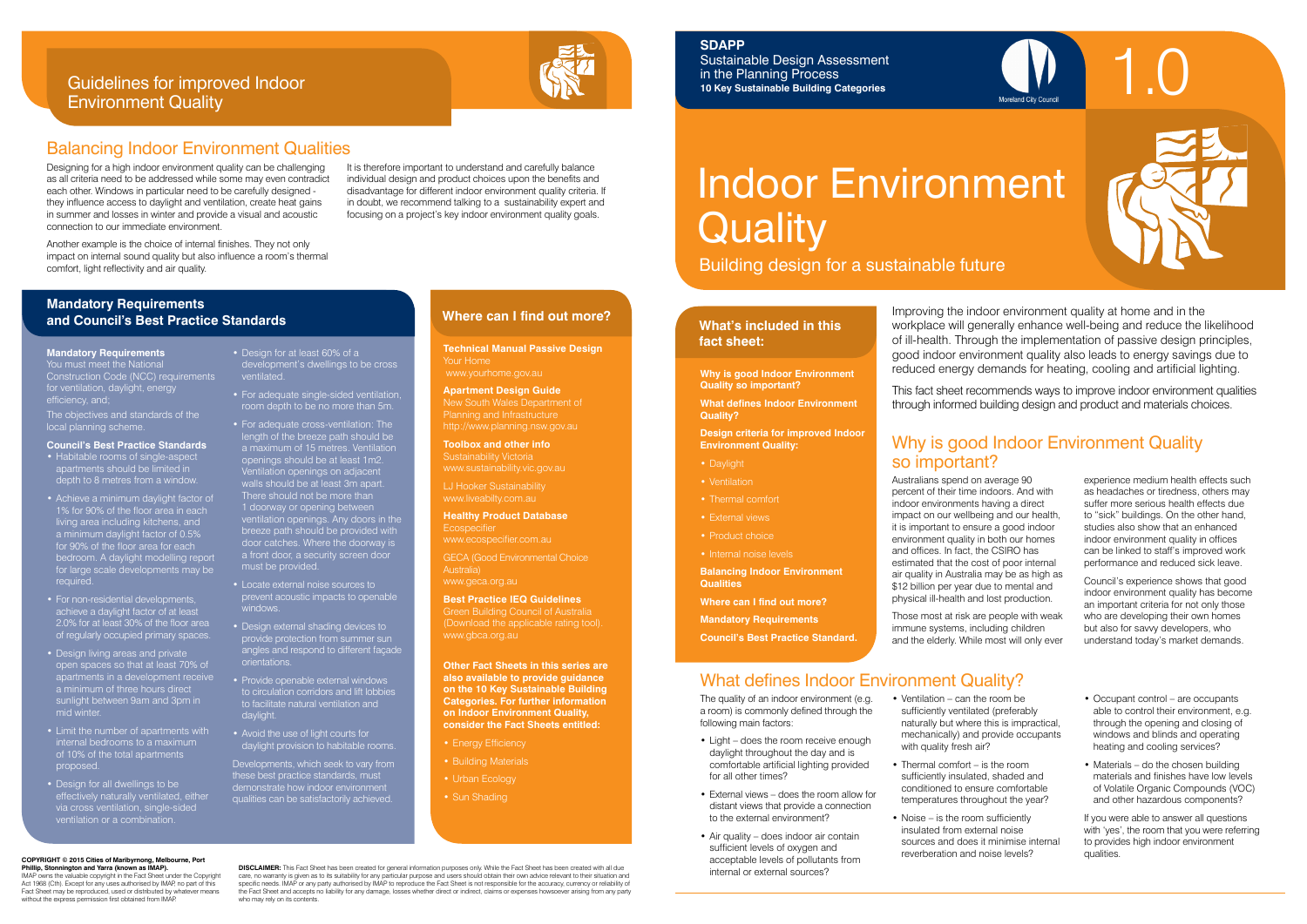# Indoor Environment Quality

**SDAPP**
Sustainable Design Assessment in the Planning Process
**10 Key Sustainable Building Categories**

Moreland City Council

1.0

Building design for a sustainable future

## What's included in this fact sheet:

**Why is good Indoor Environment Quality so important?**

**What defines Indoor Environment Quality?**

**Design criteria for improved Indoor Environment Quality:**

- Daylight
- Ventilation
- Thermal comfort
- External views
- Product choice
- Internal noise levels

**Balancing Indoor Environment Qualities**

**Where can I find out more?**

**Mandatory Requirements**

**Council's Best Practice Standard.**

Improving the indoor environment quality at home and in the workplace will generally enhance well-being and reduce the likelihood of ill-health. Through the implementation of passive design principles, good indoor environment quality also leads to energy savings due to reduced energy demands for heating, cooling and artificial lighting.

This fact sheet recommends ways to improve indoor environment qualities through informed building design and product and materials choices.

## Why is good Indoor Environment Quality so important?

Australians spend on average 90 percent of their time indoors. And with indoor environments having a direct impact on our wellbeing and our health, it is important to ensure a good indoor environment quality in both our homes and offices. In fact, the CSIRO has estimated that the cost of poor internal air quality in Australia may be as high as $12 billion per year due to mental and physical ill-health and lost production.

Those most at risk are people with weak immune systems, including children and the elderly. While most will only ever experience medium health effects such as headaches or tiredness, others may suffer more serious health effects due to "sick" buildings. On the other hand, studies also show that an enhanced indoor environment quality in offices can be linked to staff's improved work performance and reduced sick leave.

Council's experience shows that good indoor environment quality has become an important criteria for not only those who are developing their own homes but also for savvy developers, who understand today's market demands.

## What defines Indoor Environment Quality?

The quality of an indoor environment (e.g. a room) is commonly defined through the following main factors:

- Light – does the room receive enough daylight throughout the day and is comfortable artificial lighting provided for all other times?
- External views – does the room allow for distant views that provide a connection to the external environment?
- Air quality – does indoor air contain sufficient levels of oxygen and acceptable levels of pollutants from internal or external sources?
- Ventilation – can the room be sufficiently ventilated (preferably naturally but where this is impractical, mechanically) and provide occupants with quality fresh air?
- Thermal comfort – is the room sufficiently insulated, shaded and conditioned to ensure comfortable temperatures throughout the year?
- Noise – is the room sufficiently insulated from external noise sources and does it minimise internal reverberation and noise levels?
- Occupant control – are occupants able to control their environment, e.g. through the opening and closing of windows and blinds and operating heating and cooling services?
- Materials – do the chosen building materials and finishes have low levels of Volatile Organic Compounds (VOC) and other hazardous components?

If you were able to answer all questions with 'yes', the room that you were referring to provides high indoor environment qualities.

# Guidelines for improved Indoor Environment Quality

## Balancing Indoor Environment Qualities

Designing for a high indoor environment quality can be challenging as all criteria need to be addressed while some may even contradict each other. Windows in particular need to be carefully designed - they influence access to daylight and ventilation, create heat gains in summer and losses in winter and provide a visual and acoustic connection to our immediate environment.

Another example is the choice of internal finishes. They not only impact on internal sound quality but also influence a room's thermal comfort, light reflectivity and air quality.

It is therefore important to understand and carefully balance individual design and product choices upon the benefits and disadvantage for different indoor environment quality criteria. If in doubt, we recommend talking to a sustainability expert and focusing on a project's key indoor environment quality goals.

## Mandatory Requirements and Council's Best Practice Standards

**Mandatory Requirements**
You must meet the National Construction Code (NCC) requirements for ventilation, daylight, energy efficiency, and;

The objectives and standards of the local planning scheme.

**Council's Best Practice Standards**

- Habitable rooms of single-aspect apartments should be limited in depth to 8 metres from a window.
- Achieve a minimum daylight factor of 1% for 90% of the floor area in each living area including kitchens, and a minimum daylight factor of 0.5% for 90% of the floor area for each bedroom. A daylight modelling report for large scale developments may be required.
- For non-residential developments, achieve a daylight factor of at least 2.0% for at least 30% of the floor area of regularly occupied primary spaces.
- Design living areas and private open spaces so that at least 70% of apartments in a development receive a minimum of three hours direct sunlight between 9am and 3pm in mid winter.
- Limit the number of apartments with internal bedrooms to a maximum of 10% of the total apartments proposed.
- Design for all dwellings to be effectively naturally ventilated, either via cross ventilation, single-sided ventilation or a combination.
- Design for at least 60% of a development's dwellings to be cross ventilated.
- For adequate single-sided ventilation, room depth to be no more than 5m.
- For adequate cross-ventilation: The length of the breeze path should be a maximum of 15 metres. Ventilation openings should be at least 1m2. Ventilation openings on adjacent walls should be at least 3m apart. There should not be more than 1 doorway or opening between ventilation openings. Any doors in the breeze path should be provided with door catches. Where the doorway is a front door, a security screen door must be provided.
- Locate external noise sources to prevent acoustic impacts to openable windows.
- Design external shading devices to provide protection from summer sun angles and respond to different façade orientations.
- Provide openable external windows to circulation corridors and lift lobbies to facilitate natural ventilation and daylight.
- Avoid the use of light courts for daylight provision to habitable rooms.

Developments, which seek to vary from these best practice standards, must demonstrate how indoor environment qualities can be satisfactorily achieved.

## Where can I find out more?

**Technical Manual Passive Design**
Your Home
www.yourhome.gov.au

**Apartment Design Guide**
New South Wales Department of Planning and Infrastructure
http://www.planning.nsw.gov.au

**Toolbox and other info**
Sustainability Victoria
www.sustainability.vic.gov.au

LJ Hooker Sustainability
www.liveabilty.com.au

**Healthy Product Database**
Ecospecifier
www.ecospecifier.com.au

GECA (Good Environmental Choice Australia)
www.geca.org.au

**Best Practice IEQ Guidelines**
Green Building Council of Australia (Download the applicable rating tool).
www.gbca.org.au

**Other Fact Sheets in this series are also available to provide guidance on the 10 Key Sustainable Building Categories. For further information on Indoor Environment Quality, consider the Fact Sheets entitled:**

- Energy Efficiency
- Building Materials
- Urban Ecology
- Sun Shading

**COPYRIGHT © 2015 Cities of Maribyrnong, Melbourne, Port Phillip, Stonnington and Yarra (known as IMAP).**
IMAP owns the valuable copyright in the Fact Sheet under the Copyright Act 1968 (Cth). Except for any uses authorised by IMAP, no part of this Fact Sheet may be reproduced, used or distributed by whatever means without the express permission first obtained from IMAP.

**DISCLAIMER:** This Fact Sheet has been created for general information purposes only. While the Fact Sheet has been created with all due care, no warranty is given as to its suitability for any particular purpose and users should obtain their own advice relevant to their situation and specific needs. IMAP or any party authorised by IMAP to reproduce the Fact Sheet is not responsible for the accuracy, currency or reliability of the Fact Sheet and accepts no liability for any damage, losses whether direct or indirect, claims or expenses howsoever arising from any party who may rely on its contents.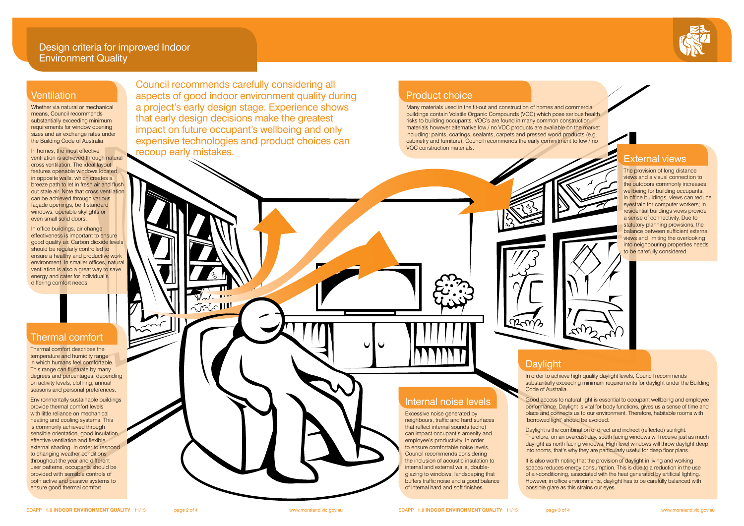# Design criteria for improved Indoor Environment Quality

Council recommends carefully considering all aspects of good indoor environment quality during a project's early design stage. Experience shows that early design decisions make the greatest impact on future occupant's wellbeing and only expensive technologies and product choices can recoup early mistakes.

## Ventilation

Whether via natural or mechanical means, Council recommends substantially exceeding minimum requirements for window opening sizes and air exchange rates under the Building Code of Australia.

In homes, the most effective ventilation is achieved through natural cross ventilation. The ideal layout features openable windows located in opposite walls, which creates a breeze path to let in fresh air and flush out stale air. Note that cross ventilation can be achieved through various façade openings, be it standard windows, operable skylights or even small solid doors.

In office buildings, air change effectiveness is important to ensure good quality air. Carbon dioxide levels should be regularly controlled to ensure a healthy and productive work environment. In smaller offices, natural ventilation is also a great way to save energy and cater for individual's differing comfort needs.

## Thermal comfort

Thermal comfort describes the temperature and humidity range in which humans feel comfortable. This range can fluctuate by many degrees and percentages, depending on activity levels, clothing, annual seasons and personal preferences.

Environmentally sustainable buildings provide thermal comfort levels with little reliance on mechanical heating and cooling systems. This is commonly achieved through sensible orientation, good insulation, effective ventilation and flexible external shading. In order to respond to changing weather conditions throughout the year and different user patterns, occupants should be provided with sensible controls of both active and passive systems to ensure good thermal comfort.

## Product choice

Many materials used in the fit-out and construction of homes and commercial buildings contain Volatile Organic Compounds (VOC) which pose serious health risks to building occupants. VOC's are found in many common construction materials however alternative low / no VOC products are available on the market including: paints, coatings, sealants, carpets and pressed wood products (e.g. cabinetry and furniture). Council recommends the early commitment to low / no VOC construction materials.

## External views

The provision of long distance views and a visual connection to the outdoors commonly increases wellbeing for building occupants. In office buildings, views can reduce eyestrain for computer workers; in residential buildings views provide a sense of connectivity. Due to statutory planning provisions, the balance between sufficient external views and limiting the overlooking into neighbouring properties needs to be carefully considered.

## Internal noise levels

Excessive noise generated by neighbours, traffic and hard surfaces that reflect internal sounds (echo) can impact occupant's amenity and employee's productivity. In order to ensure comfortable noise levels, Council recommends considering the inclusion of acoustic insulation to internal and external walls, double-glazing to windows, landscaping that buffers traffic noise and a good balance of internal hard and soft finishes.

## Daylight

In order to achieve high quality daylight levels, Council recommends substantially exceeding minimum requirements for daylight under the Building Code of Australia.

Good access to natural light is essential to occupant wellbeing and employee performance. Daylight is vital for body functions, gives us a sense of time and place and connects us to our environment. Therefore, habitable rooms with 'borrowed light' should be avoided.

Daylight is the combination of direct and indirect (reflected) sunlight. Therefore, on an overcast day, south facing windows will receive just as much daylight as north facing windows. High level windows will throw daylight deep into rooms, that's why they are particularly useful for deep floor plans.

It is also worth noting that the provision of daylight in living and working spaces reduces energy consumption. This is due to a reduction in the use of air-conditioning, associated with the heat generated by artificial lighting. However, in office environments, daylight has to be carefully balanced with possible glare as this strains our eyes.